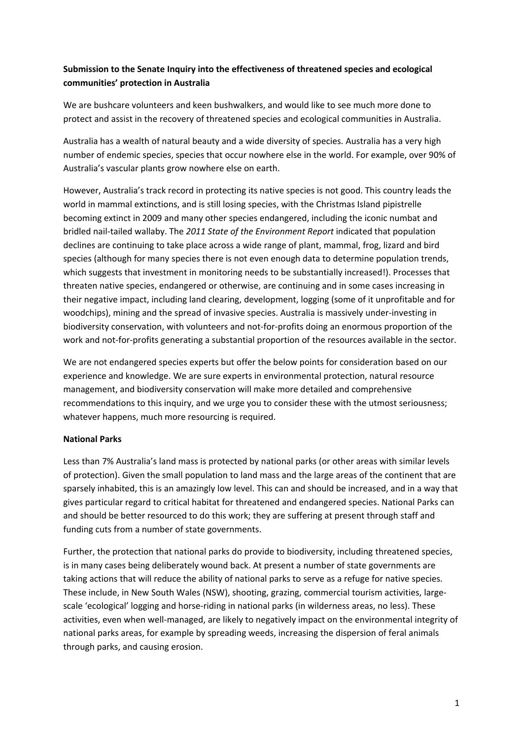**Submission to the Senate Inquiry into the effectiveness of threatened species and ecological communities' protection in Australia**

We are bushcare volunteers and keen bushwalkers, and would like to see much more done to protect and assist in the recovery of threatened species and ecological communities in Australia.

Australia has a wealth of natural beauty and a wide diversity of species. Australia has a very high number of endemic species, species that occur nowhere else in the world. For example, over 90% of Australia's vascular plants grow nowhere else on earth.

However, Australia's track record in protecting its native species is not good. This country leads the world in mammal extinctions, and is still losing species, with the Christmas Island pipistrelle becoming extinct in 2009 and many other species endangered, including the iconic numbat and bridled nail-tailed wallaby. The *2011 State of the Environment Report* indicated that population declines are continuing to take place across a wide range of plant, mammal, frog, lizard and bird species (although for many species there is not even enough data to determine population trends, which suggests that investment in monitoring needs to be substantially increased!). Processes that threaten native species, endangered or otherwise, are continuing and in some cases increasing in their negative impact, including land clearing, development, logging (some of it unprofitable and for woodchips), mining and the spread of invasive species. Australia is massively under-investing in biodiversity conservation, with volunteers and not-for-profits doing an enormous proportion of the work and not-for-profits generating a substantial proportion of the resources available in the sector.

We are not endangered species experts but offer the below points for consideration based on our experience and knowledge. We are sure experts in environmental protection, natural resource management, and biodiversity conservation will make more detailed and comprehensive recommendations to this inquiry, and we urge you to consider these with the utmost seriousness; whatever happens, much more resourcing is required.

**National Parks**

Less than 7% Australia's land mass is protected by national parks (or other areas with similar levels of protection). Given the small population to land mass and the large areas of the continent that are sparsely inhabited, this is an amazingly low level. This can and should be increased, and in a way that gives particular regard to critical habitat for threatened and endangered species. National Parks can and should be better resourced to do this work; they are suffering at present through staff and funding cuts from a number of state governments.

Further, the protection that national parks do provide to biodiversity, including threatened species, is in many cases being deliberately wound back. At present a number of state governments are taking actions that will reduce the ability of national parks to serve as a refuge for native species. These include, in New South Wales (NSW), shooting, grazing, commercial tourism activities, large-scale 'ecological' logging and horse-riding in national parks (in wilderness areas, no less). These activities, even when well-managed, are likely to negatively impact on the environmental integrity of national parks areas, for example by spreading weeds, increasing the dispersion of feral animals through parks, and causing erosion.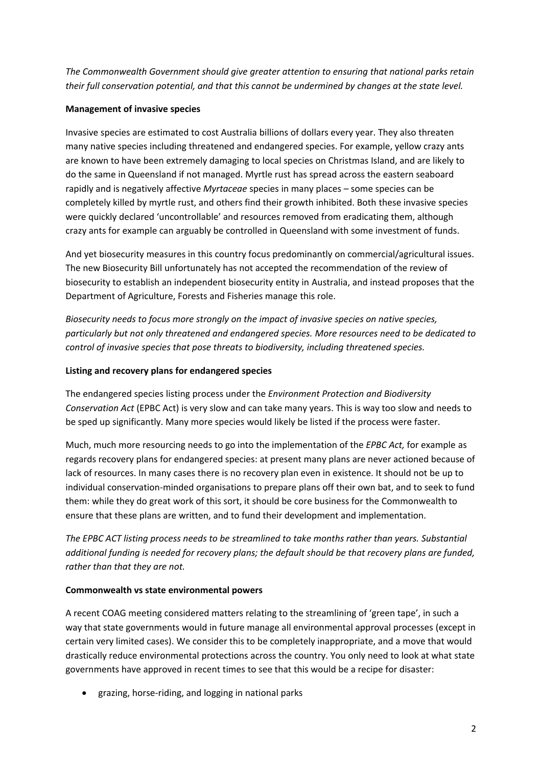*The Commonwealth Government should give greater attention to ensuring that national parks retain their full conservation potential, and that this cannot be undermined by changes at the state level.*

**Management of invasive species**

Invasive species are estimated to cost Australia billions of dollars every year. They also threaten many native species including threatened and endangered species. For example, yellow crazy ants are known to have been extremely damaging to local species on Christmas Island, and are likely to do the same in Queensland if not managed. Myrtle rust has spread across the eastern seaboard rapidly and is negatively affective *Myrtaceae* species in many places – some species can be completely killed by myrtle rust, and others find their growth inhibited. Both these invasive species were quickly declared 'uncontrollable' and resources removed from eradicating them, although crazy ants for example can arguably be controlled in Queensland with some investment of funds.

And yet biosecurity measures in this country focus predominantly on commercial/agricultural issues. The new Biosecurity Bill unfortunately has not accepted the recommendation of the review of biosecurity to establish an independent biosecurity entity in Australia, and instead proposes that the Department of Agriculture, Forests and Fisheries manage this role.

*Biosecurity needs to focus more strongly on the impact of invasive species on native species, particularly but not only threatened and endangered species. More resources need to be dedicated to control of invasive species that pose threats to biodiversity, including threatened species.*

**Listing and recovery plans for endangered species**

The endangered species listing process under the *Environment Protection and Biodiversity Conservation Act* (EPBC Act) is very slow and can take many years. This is way too slow and needs to be sped up significantly. Many more species would likely be listed if the process were faster.

Much, much more resourcing needs to go into the implementation of the *EPBC Act,* for example as regards recovery plans for endangered species: at present many plans are never actioned because of lack of resources. In many cases there is no recovery plan even in existence. It should not be up to individual conservation-minded organisations to prepare plans off their own bat, and to seek to fund them: while they do great work of this sort, it should be core business for the Commonwealth to ensure that these plans are written, and to fund their development and implementation.

*The EPBC ACT listing process needs to be streamlined to take months rather than years. Substantial additional funding is needed for recovery plans; the default should be that recovery plans are funded, rather than that they are not.*

**Commonwealth vs state environmental powers**

A recent COAG meeting considered matters relating to the streamlining of 'green tape', in such a way that state governments would in future manage all environmental approval processes (except in certain very limited cases). We consider this to be completely inappropriate, and a move that would drastically reduce environmental protections across the country. You only need to look at what state governments have approved in recent times to see that this would be a recipe for disaster:

- grazing, horse-riding, and logging in national parks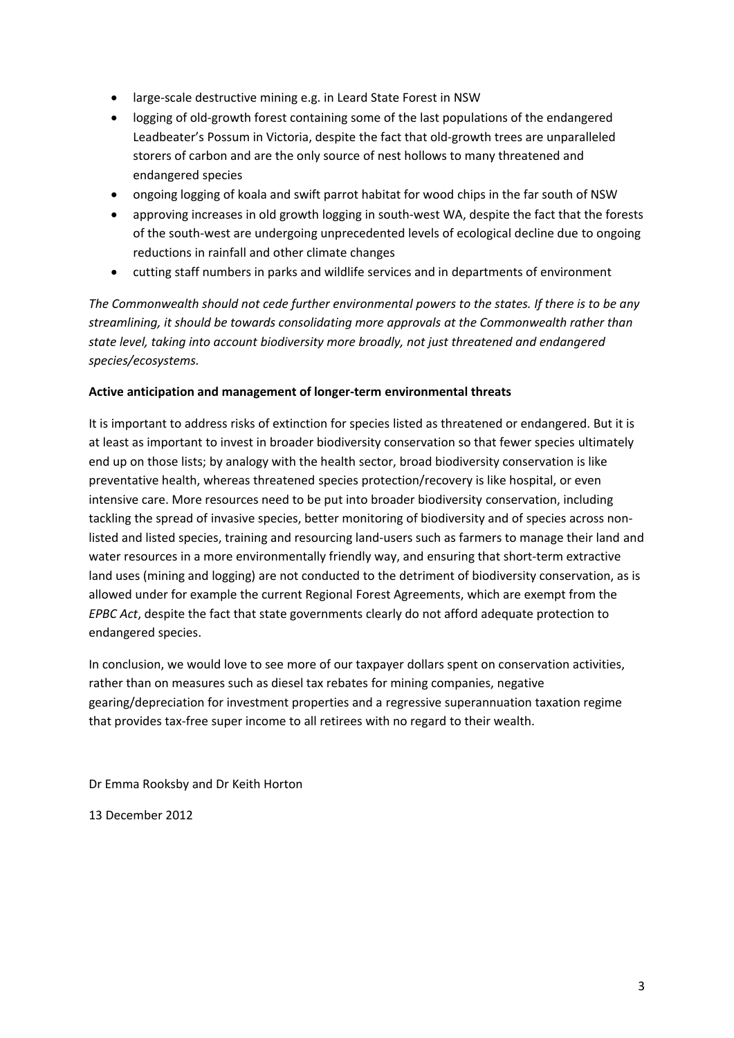- large-scale destructive mining e.g. in Leard State Forest in NSW
- logging of old-growth forest containing some of the last populations of the endangered Leadbeater's Possum in Victoria, despite the fact that old-growth trees are unparalleled storers of carbon and are the only source of nest hollows to many threatened and endangered species
- ongoing logging of koala and swift parrot habitat for wood chips in the far south of NSW
- approving increases in old growth logging in south-west WA, despite the fact that the forests of the south-west are undergoing unprecedented levels of ecological decline due to ongoing reductions in rainfall and other climate changes
- cutting staff numbers in parks and wildlife services and in departments of environment

*The Commonwealth should not cede further environmental powers to the states. If there is to be any streamlining, it should be towards consolidating more approvals at the Commonwealth rather than state level, taking into account biodiversity more broadly, not just threatened and endangered species/ecosystems.*

**Active anticipation and management of longer-term environmental threats**

It is important to address risks of extinction for species listed as threatened or endangered. But it is at least as important to invest in broader biodiversity conservation so that fewer species ultimately end up on those lists; by analogy with the health sector, broad biodiversity conservation is like preventative health, whereas threatened species protection/recovery is like hospital, or even intensive care. More resources need to be put into broader biodiversity conservation, including tackling the spread of invasive species, better monitoring of biodiversity and of species across non-listed and listed species, training and resourcing land-users such as farmers to manage their land and water resources in a more environmentally friendly way, and ensuring that short-term extractive land uses (mining and logging) are not conducted to the detriment of biodiversity conservation, as is allowed under for example the current Regional Forest Agreements, which are exempt from the *EPBC Act*, despite the fact that state governments clearly do not afford adequate protection to endangered species.

In conclusion, we would love to see more of our taxpayer dollars spent on conservation activities, rather than on measures such as diesel tax rebates for mining companies, negative gearing/depreciation for investment properties and a regressive superannuation taxation regime that provides tax-free super income to all retirees with no regard to their wealth.

Dr Emma Rooksby and Dr Keith Horton

13 December 2012